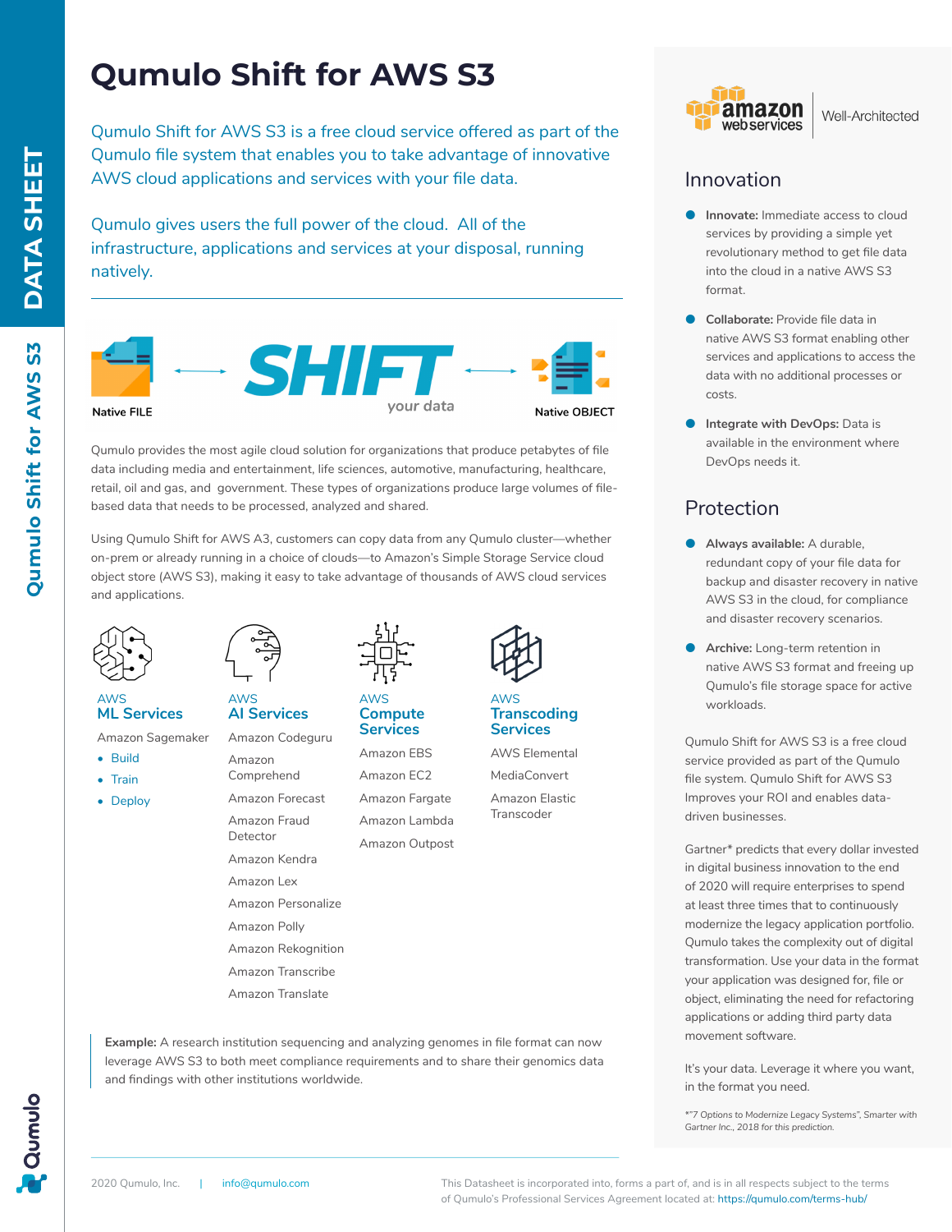# Qumulo Shift for AWS S3

Qumulo Shift for AWS S3 is a free cloud service offered as part of the Qumulo file system that enables you to take advantage of innovative AWS cloud applications and services with your file data.

Qumulo gives users the full power of the cloud. All of the infrastructure, applications and services at your disposal, running natively.

Native FILE ← SHIFT your data → Native OBJECT

Qumulo provides the most agile cloud solution for organizations that produce petabytes of file data including media and entertainment, life sciences, automotive, manufacturing, healthcare, retail, oil and gas, and government. These types of organizations produce large volumes of file-based data that needs to be processed, analyzed and shared.

Using Qumulo Shift for AWS A3, customers can copy data from any Qumulo cluster—whether on-prem or already running in a choice of clouds—to Amazon's Simple Storage Service cloud object store (AWS S3), making it easy to take advantage of thousands of AWS cloud services and applications.

### AWS ML Services

Amazon Sagemaker

- Build
- Train
- Deploy

### AWS AI Services

- Amazon Codeguru
- Amazon Comprehend
- Amazon Forecast
- Amazon Fraud Detector
- Amazon Kendra
- Amazon Lex
- Amazon Personalize
- Amazon Polly
- Amazon Rekognition
- Amazon Transcribe
- Amazon Translate

### AWS Compute Services

- Amazon EBS
- Amazon EC2
- Amazon Fargate
- Amazon Lambda
- Amazon Outpost

### AWS Transcoding Services

- AWS Elemental MediaConvert
- Amazon Elastic Transcoder

**Example:** A research institution sequencing and analyzing genomes in file format can now leverage AWS S3 to both meet compliance requirements and to share their genomics data and findings with other institutions worldwide.

amazon webservices | Well-Architected

## Innovation

- **Innovate:** Immediate access to cloud services by providing a simple yet revolutionary method to get file data into the cloud in a native AWS S3 format.
- **Collaborate:** Provide file data in native AWS S3 format enabling other services and applications to access the data with no additional processes or costs.
- **Integrate with DevOps:** Data is available in the environment where DevOps needs it.

## Protection

- **Always available:** A durable, redundant copy of your file data for backup and disaster recovery in native AWS S3 in the cloud, for compliance and disaster recovery scenarios.
- **Archive:** Long-term retention in native AWS S3 format and freeing up Qumulo's file storage space for active workloads.

Qumulo Shift for AWS S3 is a free cloud service provided as part of the Qumulo file system. Qumulo Shift for AWS S3 Improves your ROI and enables data-driven businesses.

Gartner* predicts that every dollar invested in digital business innovation to the end of 2020 will require enterprises to spend at least three times that to continuously modernize the legacy application portfolio. Qumulo takes the complexity out of digital transformation. Use your data in the format your application was designed for, file or object, eliminating the need for refactoring applications or adding third party data movement software.

It's your data. Leverage it where you want, in the format you need.

*"7 Options to Modernize Legacy Systems", Smarter with Gartner Inc., 2018 for this prediction.

2020 Qumulo, Inc. | info@qumulo.com

This Datasheet is incorporated into, forms a part of, and is in all respects subject to the terms of Qumulo's Professional Services Agreement located at: https://qumulo.com/terms-hub/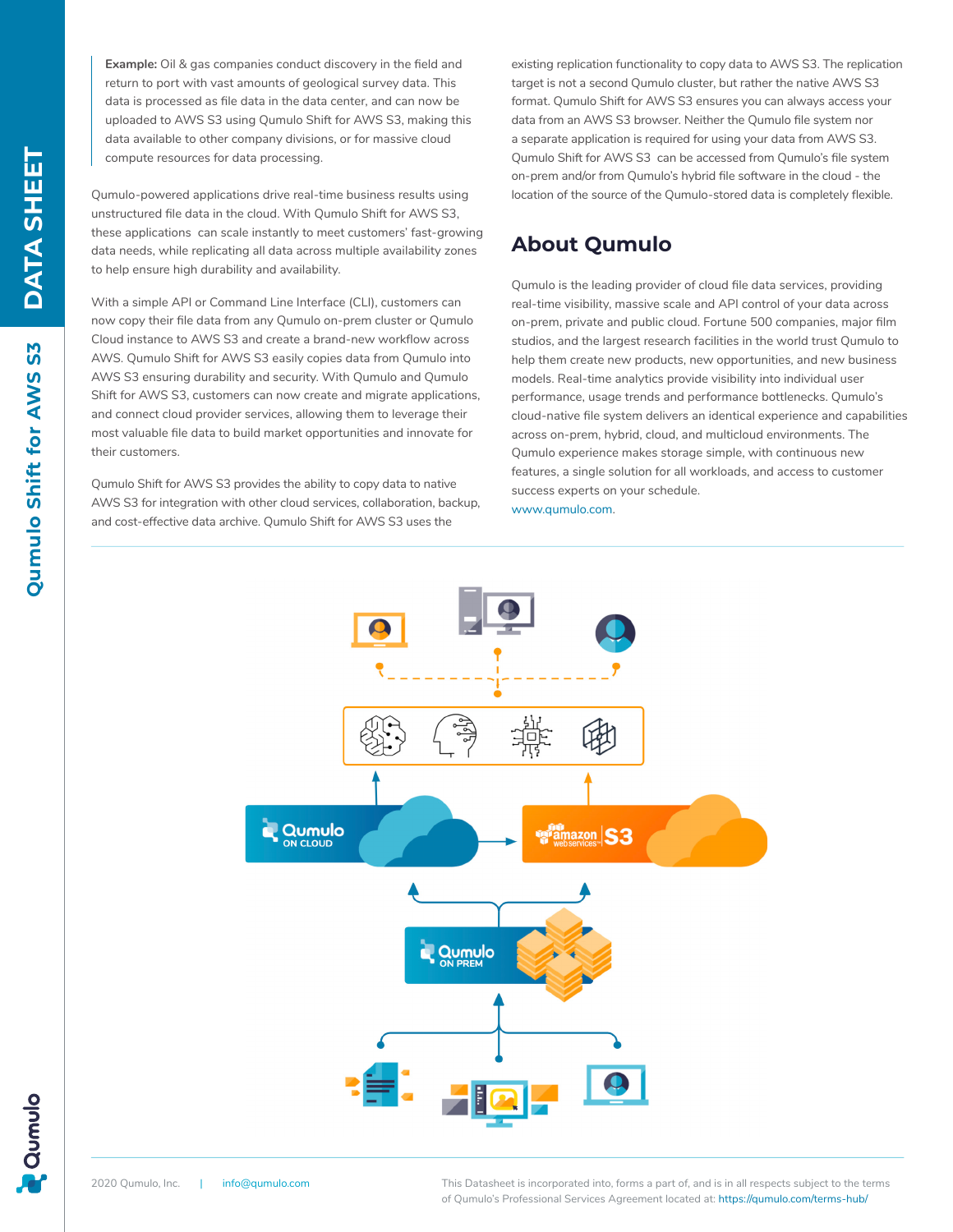**Example:** Oil & gas companies conduct discovery in the field and return to port with vast amounts of geological survey data. This data is processed as file data in the data center, and can now be uploaded to AWS S3 using Qumulo Shift for AWS S3, making this data available to other company divisions, or for massive cloud compute resources for data processing.

Qumulo-powered applications drive real-time business results using unstructured file data in the cloud. With Qumulo Shift for AWS S3, these applications can scale instantly to meet customers' fast-growing data needs, while replicating all data across multiple availability zones to help ensure high durability and availability.

With a simple API or Command Line Interface (CLI), customers can now copy their file data from any Qumulo on-prem cluster or Qumulo Cloud instance to AWS S3 and create a brand-new workflow across AWS. Qumulo Shift for AWS S3 easily copies data from Qumulo into AWS S3 ensuring durability and security. With Qumulo and Qumulo Shift for AWS S3, customers can now create and migrate applications, and connect cloud provider services, allowing them to leverage their most valuable file data to build market opportunities and innovate for their customers.

Qumulo Shift for AWS S3 provides the ability to copy data to native AWS S3 for integration with other cloud services, collaboration, backup, and cost-effective data archive. Qumulo Shift for AWS S3 uses the existing replication functionality to copy data to AWS S3. The replication target is not a second Qumulo cluster, but rather the native AWS S3 format. Qumulo Shift for AWS S3 ensures you can always access your data from an AWS S3 browser. Neither the Qumulo file system nor a separate application is required for using your data from AWS S3. Qumulo Shift for AWS S3 can be accessed from Qumulo's file system on-prem and/or from Qumulo's hybrid file software in the cloud - the location of the source of the Qumulo-stored data is completely flexible.

## About Qumulo

Qumulo is the leading provider of cloud file data services, providing real-time visibility, massive scale and API control of your data across on-prem, private and public cloud. Fortune 500 companies, major film studios, and the largest research facilities in the world trust Qumulo to help them create new products, new opportunities, and new business models. Real-time analytics provide visibility into individual user performance, usage trends and performance bottlenecks. Qumulo's cloud-native file system delivers an identical experience and capabilities across on-prem, hybrid, cloud, and multicloud environments. The Qumulo experience makes storage simple, with continuous new features, a single solution for all workloads, and access to customer success experts on your schedule.
www.qumulo.com.

Qumulo ON CLOUD

amazon webservices S3

Qumulo ON PREM

2020 Qumulo, Inc. | info@qumulo.com

This Datasheet is incorporated into, forms a part of, and is in all respects subject to the terms of Qumulo's Professional Services Agreement located at: https://qumulo.com/terms-hub/